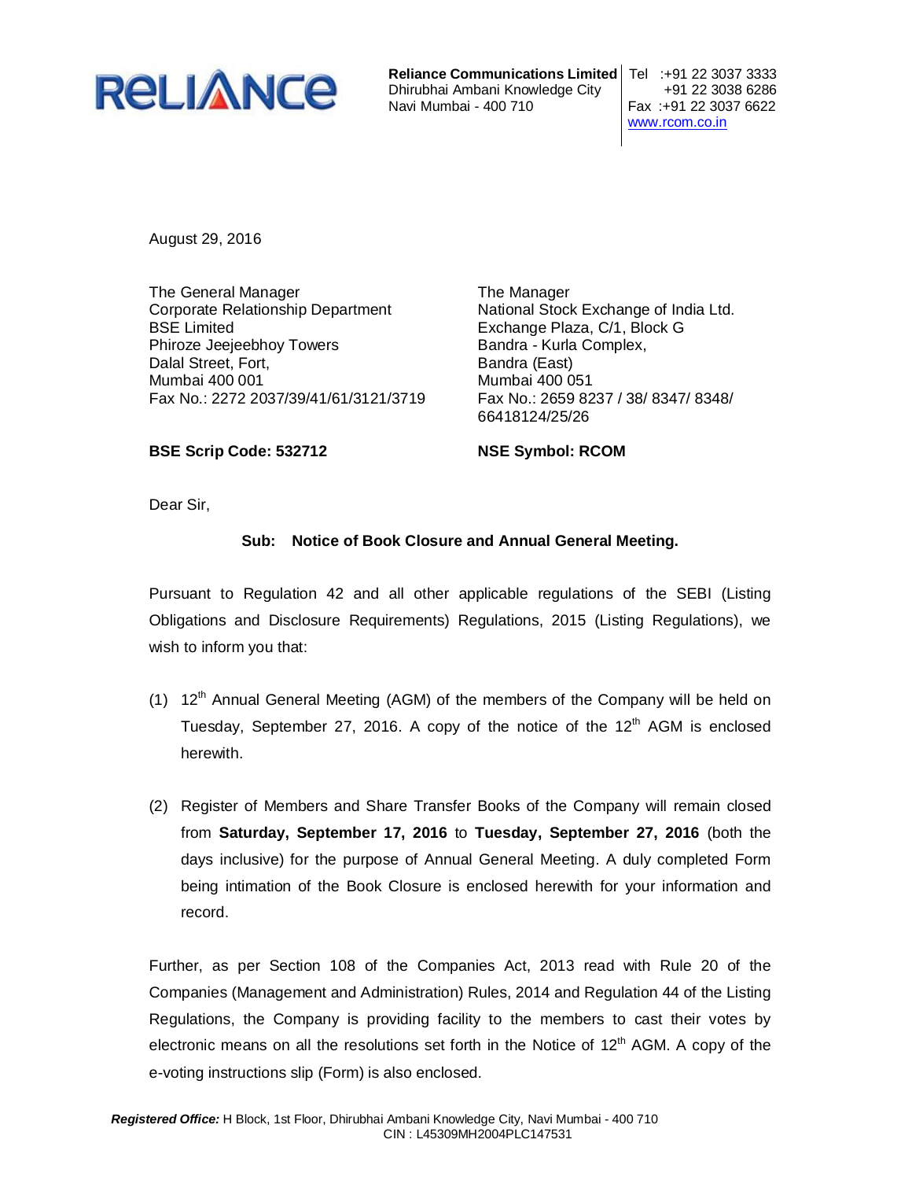RELIANCE

**Reliance Communications Limited**
Dhirubhai Ambani Knowledge City
Navi Mumbai - 400 710

Tel :+91 22 3037 3333
+91 22 3038 6286
Fax :+91 22 3037 6622
www.rcom.co.in

August 29, 2016

The General Manager
Corporate Relationship Department
BSE Limited
Phiroze Jeejeebhoy Towers
Dalal Street, Fort,
Mumbai 400 001
Fax No.: 2272 2037/39/41/61/3121/3719

**BSE Scrip Code: 532712**

The Manager
National Stock Exchange of India Ltd.
Exchange Plaza, C/1, Block G
Bandra - Kurla Complex,
Bandra (East)
Mumbai 400 051
Fax No.: 2659 8237 / 38/ 8347/ 8348/ 66418124/25/26

**NSE Symbol: RCOM**

Dear Sir,

**Sub: Notice of Book Closure and Annual General Meeting.**

Pursuant to Regulation 42 and all other applicable regulations of the SEBI (Listing Obligations and Disclosure Requirements) Regulations, 2015 (Listing Regulations), we wish to inform you that:

(1) 12th Annual General Meeting (AGM) of the members of the Company will be held on Tuesday, September 27, 2016. A copy of the notice of the 12th AGM is enclosed herewith.

(2) Register of Members and Share Transfer Books of the Company will remain closed from **Saturday, September 17, 2016** to **Tuesday, September 27, 2016** (both the days inclusive) for the purpose of Annual General Meeting. A duly completed Form being intimation of the Book Closure is enclosed herewith for your information and record.

Further, as per Section 108 of the Companies Act, 2013 read with Rule 20 of the Companies (Management and Administration) Rules, 2014 and Regulation 44 of the Listing Regulations, the Company is providing facility to the members to cast their votes by electronic means on all the resolutions set forth in the Notice of 12th AGM. A copy of the e-voting instructions slip (Form) is also enclosed.

***Registered Office:*** H Block, 1st Floor, Dhirubhai Ambani Knowledge City, Navi Mumbai - 400 710
CIN : L45309MH2004PLC147531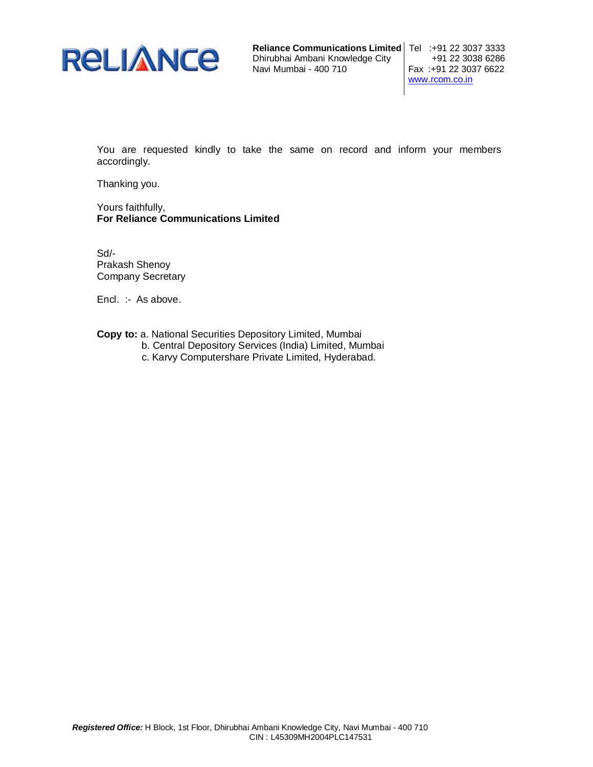You are requested kindly to take the same on record and inform your members accordingly.

Thanking you.

Yours faithfully,
**For Reliance Communications Limited**

Sd/-
Prakash Shenoy
Company Secretary

Encl. :- As above.

**Copy to:** a. National Securities Depository Limited, Mumbai
b. Central Depository Services (India) Limited, Mumbai
c. Karvy Computershare Private Limited, Hyderabad.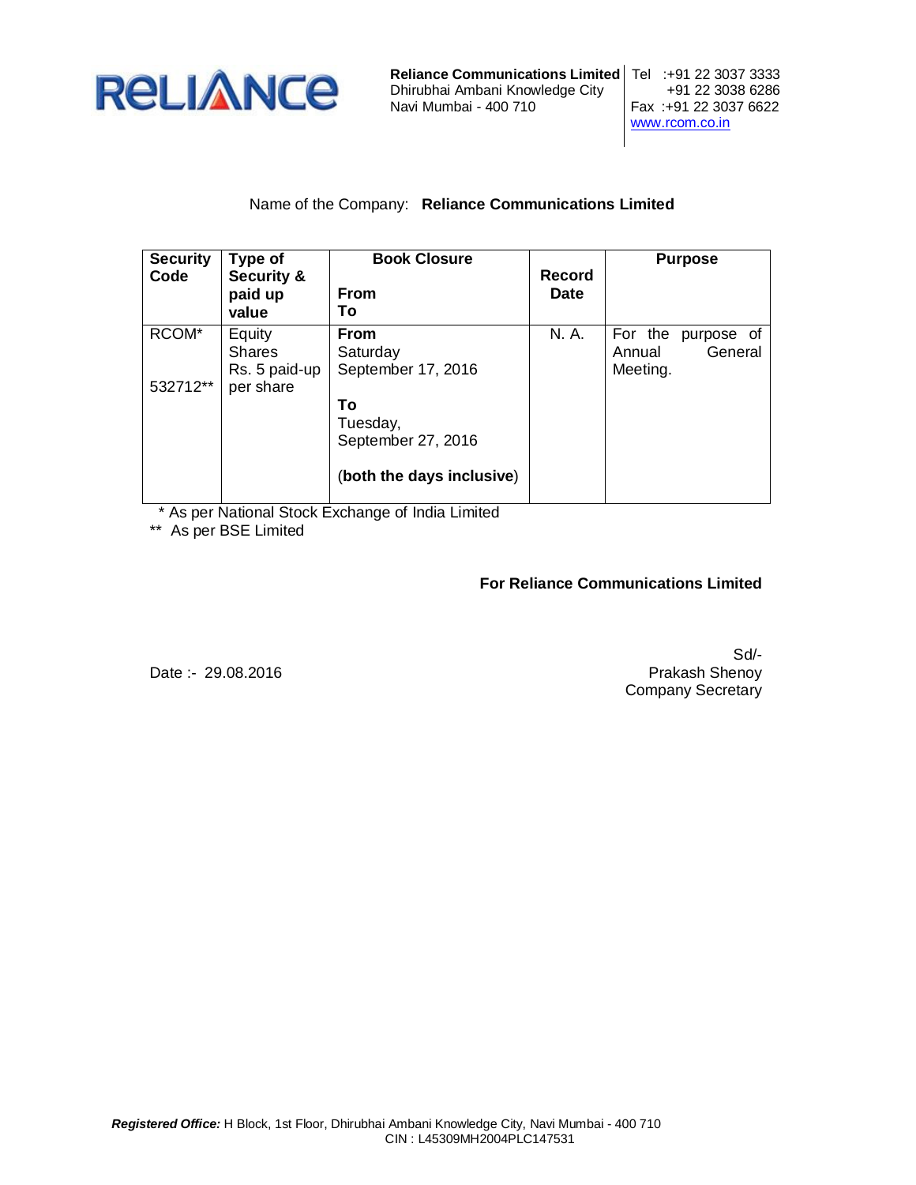**Reliance Communications Limited**
Dhirubhai Ambani Knowledge City
Navi Mumbai - 400 710

Tel :+91 22 3037 3333
+91 22 3038 6286
Fax :+91 22 3037 6622
www.rcom.co.in

Name of the Company: **Reliance Communications Limited**

| **Security Code** | **Type of Security & paid up value** | **Book Closure** **From** **To** | **Record Date** | **Purpose** |
|---|---|---|---|---|
| RCOM* 532712** | Equity Shares Rs. 5 paid-up per share | **From** Saturday September 17, 2016 **To** Tuesday, September 27, 2016 (**both the days inclusive**) | N. A. | For the purpose of Annual General Meeting. |

\* As per National Stock Exchange of India Limited

** As per BSE Limited

**For Reliance Communications Limited**

Sd/-
Prakash Shenoy
Company Secretary

Date :- 29.08.2016

***Registered Office:*** H Block, 1st Floor, Dhirubhai Ambani Knowledge City, Navi Mumbai - 400 710
CIN : L45309MH2004PLC147531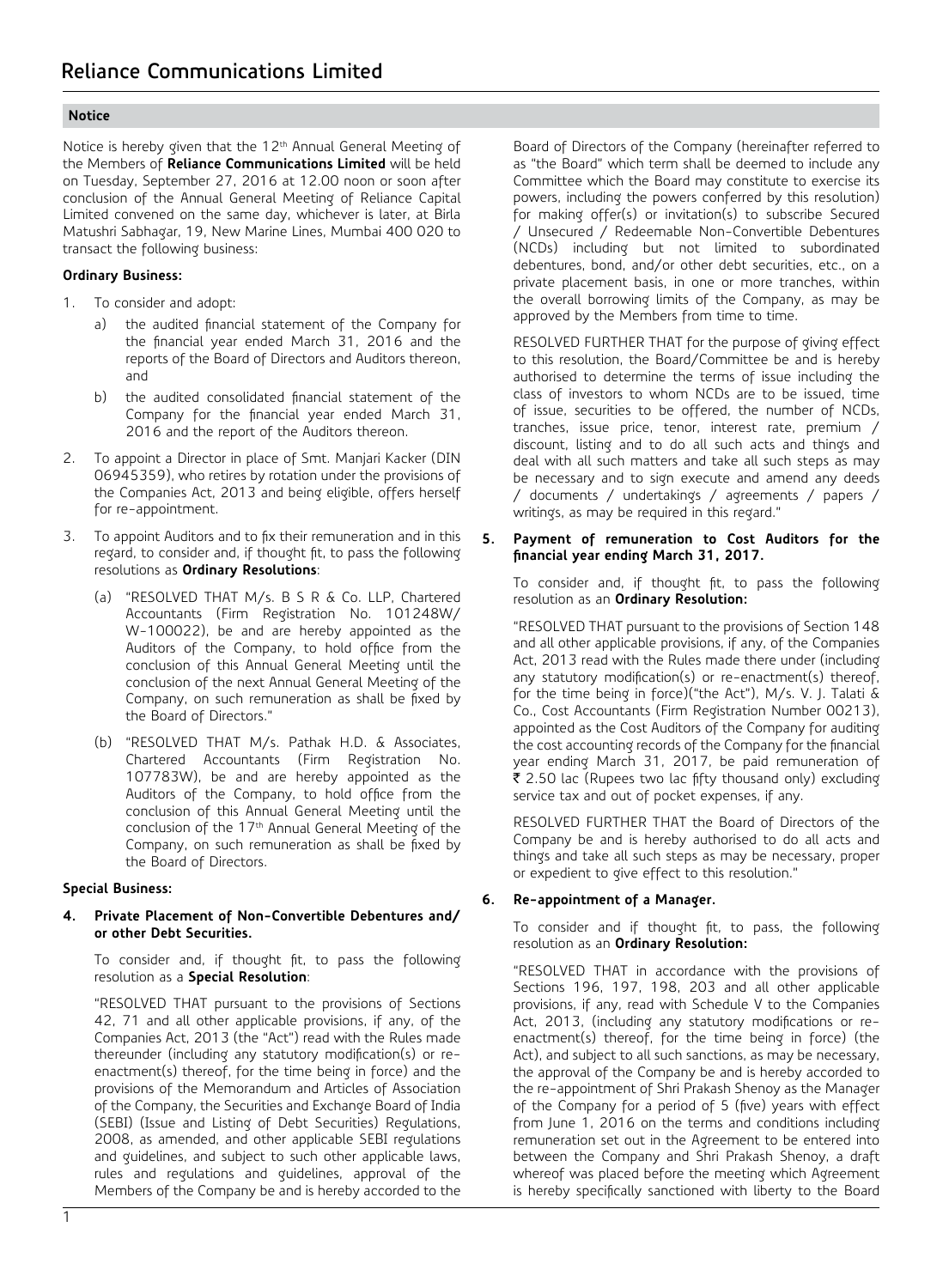## Notice

Notice is hereby given that the 12th Annual General Meeting of the Members of **Reliance Communications Limited** will be held on Tuesday, September 27, 2016 at 12.00 noon or soon after conclusion of the Annual General Meeting of Reliance Capital Limited convened on the same day, whichever is later, at Birla Matushri Sabhagar, 19, New Marine Lines, Mumbai 400 020 to transact the following business:

**Ordinary Business:**

1. To consider and adopt:
   a) the audited financial statement of the Company for the financial year ended March 31, 2016 and the reports of the Board of Directors and Auditors thereon, and
   b) the audited consolidated financial statement of the Company for the financial year ended March 31, 2016 and the report of the Auditors thereon.
2. To appoint a Director in place of Smt. Manjari Kacker (DIN 06945359), who retires by rotation under the provisions of the Companies Act, 2013 and being eligible, offers herself for re-appointment.
3. To appoint Auditors and to fix their remuneration and in this regard, to consider and, if thought fit, to pass the following resolutions as **Ordinary Resolutions**:
   (a) "RESOLVED THAT M/s. B S R & Co. LLP, Chartered Accountants (Firm Registration No. 101248W/W-100022), be and are hereby appointed as the Auditors of the Company, to hold office from the conclusion of this Annual General Meeting until the conclusion of the next Annual General Meeting of the Company, on such remuneration as shall be fixed by the Board of Directors."
   (b) "RESOLVED THAT M/s. Pathak H.D. & Associates, Chartered Accountants (Firm Registration No. 107783W), be and are hereby appointed as the Auditors of the Company, to hold office from the conclusion of this Annual General Meeting until the conclusion of the 17th Annual General Meeting of the Company, on such remuneration as shall be fixed by the Board of Directors.

**Special Business:**

**4. Private Placement of Non-Convertible Debentures and/ or other Debt Securities.**

To consider and, if thought fit, to pass the following resolution as a **Special Resolution**:

"RESOLVED THAT pursuant to the provisions of Sections 42, 71 and all other applicable provisions, if any, of the Companies Act, 2013 (the "Act") read with the Rules made thereunder (including any statutory modification(s) or re-enactment(s) thereof, for the time being in force) and the provisions of the Memorandum and Articles of Association of the Company, the Securities and Exchange Board of India (SEBI) (Issue and Listing of Debt Securities) Regulations, 2008, as amended, and other applicable SEBI regulations and guidelines, and subject to such other applicable laws, rules and regulations and guidelines, approval of the Members of the Company be and is hereby accorded to the Board of Directors of the Company (hereinafter referred to as "the Board" which term shall be deemed to include any Committee which the Board may constitute to exercise its powers, including the powers conferred by this resolution) for making offer(s) or invitation(s) to subscribe Secured / Unsecured / Redeemable Non-Convertible Debentures (NCDs) including but not limited to subordinated debentures, bond, and/or other debt securities, etc., on a private placement basis, in one or more tranches, within the overall borrowing limits of the Company, as may be approved by the Members from time to time.

RESOLVED FURTHER THAT for the purpose of giving effect to this resolution, the Board/Committee be and is hereby authorised to determine the terms of issue including the class of investors to whom NCDs are to be issued, time of issue, securities to be offered, the number of NCDs, tranches, issue price, tenor, interest rate, premium / discount, listing and to do all such acts and things and deal with all such matters and take all such steps as may be necessary and to sign execute and amend any deeds / documents / undertakings / agreements / papers / writings, as may be required in this regard."

**5. Payment of remuneration to Cost Auditors for the financial year ending March 31, 2017.**

To consider and, if thought fit, to pass the following resolution as an **Ordinary Resolution:**

"RESOLVED THAT pursuant to the provisions of Section 148 and all other applicable provisions, if any, of the Companies Act, 2013 read with the Rules made there under (including any statutory modification(s) or re-enactment(s) thereof, for the time being in force)("the Act"), M/s. V. J. Talati & Co., Cost Accountants (Firm Registration Number 00213), appointed as the Cost Auditors of the Company for auditing the cost accounting records of the Company for the financial year ending March 31, 2017, be paid remuneration of ₹ 2.50 lac (Rupees two lac fifty thousand only) excluding service tax and out of pocket expenses, if any.

RESOLVED FURTHER THAT the Board of Directors of the Company be and is hereby authorised to do all acts and things and take all such steps as may be necessary, proper or expedient to give effect to this resolution."

**6. Re-appointment of a Manager.**

To consider and if thought fit, to pass, the following resolution as an **Ordinary Resolution:**

"RESOLVED THAT in accordance with the provisions of Sections 196, 197, 198, 203 and all other applicable provisions, if any, read with Schedule V to the Companies Act, 2013, (including any statutory modifications or re-enactment(s) thereof, for the time being in force) (the Act), and subject to all such sanctions, as may be necessary, the approval of the Company be and is hereby accorded to the re-appointment of Shri Prakash Shenoy as the Manager of the Company for a period of 5 (five) years with effect from June 1, 2016 on the terms and conditions including remuneration set out in the Agreement to be entered into between the Company and Shri Prakash Shenoy, a draft whereof was placed before the meeting which Agreement is hereby specifically sanctioned with liberty to the Board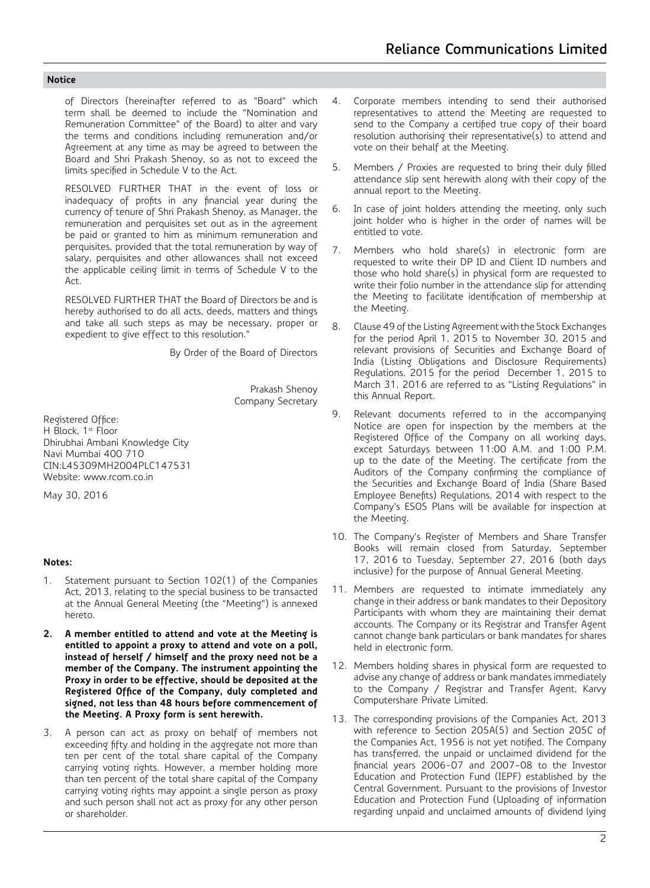## Notice

of Directors (hereinafter referred to as "Board" which term shall be deemed to include the "Nomination and Remuneration Committee" of the Board) to alter and vary the terms and conditions including remuneration and/or Agreement at any time as may be agreed to between the Board and Shri Prakash Shenoy, so as not to exceed the limits specified in Schedule V to the Act.

RESOLVED FURTHER THAT in the event of loss or inadequacy of profits in any financial year during the currency of tenure of Shri Prakash Shenoy, as Manager, the remuneration and perquisites set out as in the agreement be paid or granted to him as minimum remuneration and perquisites, provided that the total remuneration by way of salary, perquisites and other allowances shall not exceed the applicable ceiling limit in terms of Schedule V to the Act.

RESOLVED FURTHER THAT the Board of Directors be and is hereby authorised to do all acts, deeds, matters and things and take all such steps as may be necessary, proper or expedient to give effect to this resolution."

By Order of the Board of Directors

Prakash Shenoy
Company Secretary

Registered Office:
H Block, 1st Floor
Dhirubhai Ambani Knowledge City
Navi Mumbai 400 710
CIN:L45309MH2004PLC147531
Website: www.rcom.co.in

May 30, 2016

**Notes:**

1. Statement pursuant to Section 102(1) of the Companies Act, 2013, relating to the special business to be transacted at the Annual General Meeting (the "Meeting") is annexed hereto.
2. **A member entitled to attend and vote at the Meeting is entitled to appoint a proxy to attend and vote on a poll, instead of herself / himself and the proxy need not be a member of the Company. The instrument appointing the Proxy in order to be effective, should be deposited at the Registered Office of the Company, duly completed and signed, not less than 48 hours before commencement of the Meeting. A Proxy form is sent herewith.**
3. A person can act as proxy on behalf of members not exceeding fifty and holding in the aggregate not more than ten per cent of the total share capital of the Company carrying voting rights. However, a member holding more than ten percent of the total share capital of the Company carrying voting rights may appoint a single person as proxy and such person shall not act as proxy for any other person or shareholder.
4. Corporate members intending to send their authorised representatives to attend the Meeting are requested to send to the Company a certified true copy of their board resolution authorising their representative(s) to attend and vote on their behalf at the Meeting.
5. Members / Proxies are requested to bring their duly filled attendance slip sent herewith along with their copy of the annual report to the Meeting.
6. In case of joint holders attending the meeting, only such joint holder who is higher in the order of names will be entitled to vote.
7. Members who hold share(s) in electronic form are requested to write their DP ID and Client ID numbers and those who hold share(s) in physical form are requested to write their folio number in the attendance slip for attending the Meeting to facilitate identification of membership at the Meeting.
8. Clause 49 of the Listing Agreement with the Stock Exchanges for the period April 1, 2015 to November 30, 2015 and relevant provisions of Securities and Exchange Board of India (Listing Obligations and Disclosure Requirements) Regulations, 2015 for the period December 1, 2015 to March 31, 2016 are referred to as "Listing Regulations" in this Annual Report.
9. Relevant documents referred to in the accompanying Notice are open for inspection by the members at the Registered Office of the Company on all working days, except Saturdays between 11:00 A.M. and 1:00 P.M. up to the date of the Meeting. The certificate from the Auditors of the Company confirming the compliance of the Securities and Exchange Board of India (Share Based Employee Benefits) Regulations, 2014 with respect to the Company's ESOS Plans will be available for inspection at the Meeting.
10. The Company's Register of Members and Share Transfer Books will remain closed from Saturday, September 17, 2016 to Tuesday, September 27, 2016 (both days inclusive) for the purpose of Annual General Meeting.
11. Members are requested to intimate immediately any change in their address or bank mandates to their Depository Participants with whom they are maintaining their demat accounts. The Company or its Registrar and Transfer Agent cannot change bank particulars or bank mandates for shares held in electronic form.
12. Members holding shares in physical form are requested to advise any change of address or bank mandates immediately to the Company / Registrar and Transfer Agent, Karvy Computershare Private Limited.
13. The corresponding provisions of the Companies Act, 2013 with reference to Section 205A(5) and Section 205C of the Companies Act, 1956 is not yet notified. The Company has transferred, the unpaid or unclaimed dividend for the financial years 2006-07 and 2007-08 to the Investor Education and Protection Fund (IEPF) established by the Central Government. Pursuant to the provisions of Investor Education and Protection Fund (Uploading of information regarding unpaid and unclaimed amounts of dividend lying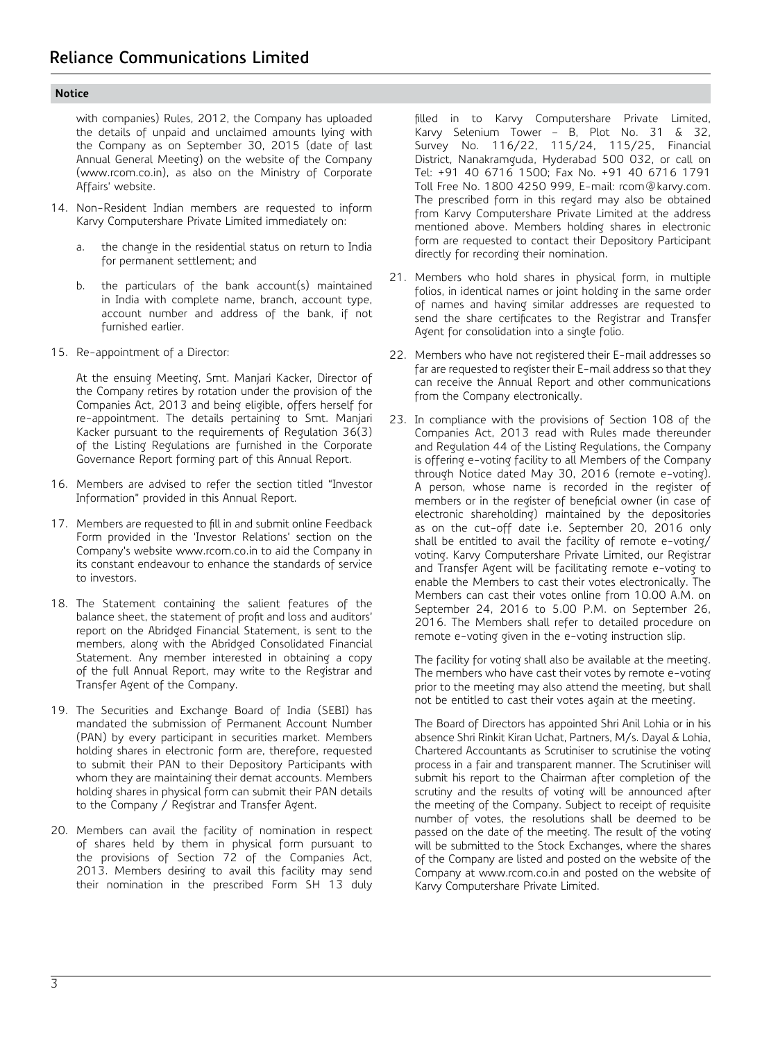with companies) Rules, 2012, the Company has uploaded the details of unpaid and unclaimed amounts lying with the Company as on September 30, 2015 (date of last Annual General Meeting) on the website of the Company (www.rcom.co.in), as also on the Ministry of Corporate Affairs' website.

14. Non-Resident Indian members are requested to inform Karvy Computershare Private Limited immediately on:

    a. the change in the residential status on return to India for permanent settlement; and

    b. the particulars of the bank account(s) maintained in India with complete name, branch, account type, account number and address of the bank, if not furnished earlier.

15. Re-appointment of a Director:

    At the ensuing Meeting, Smt. Manjari Kacker, Director of the Company retires by rotation under the provision of the Companies Act, 2013 and being eligible, offers herself for re-appointment. The details pertaining to Smt. Manjari Kacker pursuant to the requirements of Regulation 36(3) of the Listing Regulations are furnished in the Corporate Governance Report forming part of this Annual Report.

16. Members are advised to refer the section titled "Investor Information" provided in this Annual Report.

17. Members are requested to fill in and submit online Feedback Form provided in the 'Investor Relations' section on the Company's website www.rcom.co.in to aid the Company in its constant endeavour to enhance the standards of service to investors.

18. The Statement containing the salient features of the balance sheet, the statement of profit and loss and auditors' report on the Abridged Financial Statement, is sent to the members, along with the Abridged Consolidated Financial Statement. Any member interested in obtaining a copy of the full Annual Report, may write to the Registrar and Transfer Agent of the Company.

19. The Securities and Exchange Board of India (SEBI) has mandated the submission of Permanent Account Number (PAN) by every participant in securities market. Members holding shares in electronic form are, therefore, requested to submit their PAN to their Depository Participants with whom they are maintaining their demat accounts. Members holding shares in physical form can submit their PAN details to the Company / Registrar and Transfer Agent.

20. Members can avail the facility of nomination in respect of shares held by them in physical form pursuant to the provisions of Section 72 of the Companies Act, 2013. Members desiring to avail this facility may send their nomination in the prescribed Form SH 13 duly filled in to Karvy Computershare Private Limited, Karvy Selenium Tower – B, Plot No. 31 & 32, Survey No. 116/22, 115/24, 115/25, Financial District, Nanakramguda, Hyderabad 500 032, or call on Tel: +91 40 6716 1500; Fax No. +91 40 6716 1791 Toll Free No. 1800 4250 999, E-mail: rcom@karvy.com. The prescribed form in this regard may also be obtained from Karvy Computershare Private Limited at the address mentioned above. Members holding shares in electronic form are requested to contact their Depository Participant directly for recording their nomination.

21. Members who hold shares in physical form, in multiple folios, in identical names or joint holding in the same order of names and having similar addresses are requested to send the share certificates to the Registrar and Transfer Agent for consolidation into a single folio.

22. Members who have not registered their E-mail addresses so far are requested to register their E-mail address so that they can receive the Annual Report and other communications from the Company electronically.

23. In compliance with the provisions of Section 108 of the Companies Act, 2013 read with Rules made thereunder and Regulation 44 of the Listing Regulations, the Company is offering e-voting facility to all Members of the Company through Notice dated May 30, 2016 (remote e-voting). A person, whose name is recorded in the register of members or in the register of beneficial owner (in case of electronic shareholding) maintained by the depositories as on the cut-off date i.e. September 20, 2016 only shall be entitled to avail the facility of remote e-voting/ voting. Karvy Computershare Private Limited, our Registrar and Transfer Agent will be facilitating remote e-voting to enable the Members to cast their votes electronically. The Members can cast their votes online from 10.00 A.M. on September 24, 2016 to 5.00 P.M. on September 26, 2016. The Members shall refer to detailed procedure on remote e-voting given in the e-voting instruction slip.

    The facility for voting shall also be available at the meeting. The members who have cast their votes by remote e-voting prior to the meeting may also attend the meeting, but shall not be entitled to cast their votes again at the meeting.

    The Board of Directors has appointed Shri Anil Lohia or in his absence Shri Rinkit Kiran Uchat, Partners, M/s. Dayal & Lohia, Chartered Accountants as Scrutiniser to scrutinise the voting process in a fair and transparent manner. The Scrutiniser will submit his report to the Chairman after completion of the scrutiny and the results of voting will be announced after the meeting of the Company. Subject to receipt of requisite number of votes, the resolutions shall be deemed to be passed on the date of the meeting. The result of the voting will be submitted to the Stock Exchanges, where the shares of the Company are listed and posted on the website of the Company at www.rcom.co.in and posted on the website of Karvy Computershare Private Limited.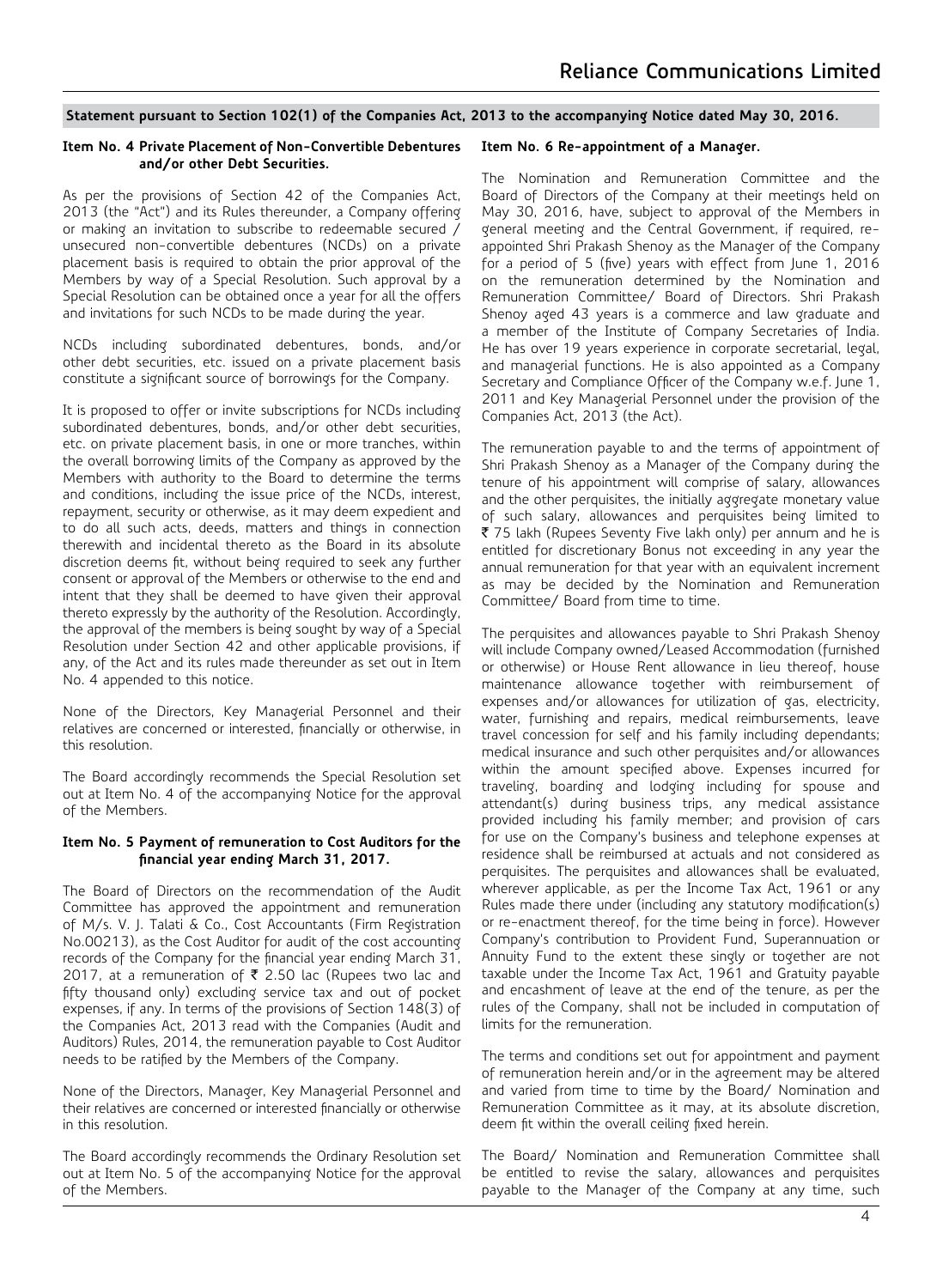**Statement pursuant to Section 102(1) of the Companies Act, 2013 to the accompanying Notice dated May 30, 2016.**

### Item No. 4 Private Placement of Non-Convertible Debentures and/or other Debt Securities.

As per the provisions of Section 42 of the Companies Act, 2013 (the "Act") and its Rules thereunder, a Company offering or making an invitation to subscribe to redeemable secured / unsecured non-convertible debentures (NCDs) on a private placement basis is required to obtain the prior approval of the Members by way of a Special Resolution. Such approval by a Special Resolution can be obtained once a year for all the offers and invitations for such NCDs to be made during the year.

NCDs including subordinated debentures, bonds, and/or other debt securities, etc. issued on a private placement basis constitute a significant source of borrowings for the Company.

It is proposed to offer or invite subscriptions for NCDs including subordinated debentures, bonds, and/or other debt securities, etc. on private placement basis, in one or more tranches, within the overall borrowing limits of the Company as approved by the Members with authority to the Board to determine the terms and conditions, including the issue price of the NCDs, interest, repayment, security or otherwise, as it may deem expedient and to do all such acts, deeds, matters and things in connection therewith and incidental thereto as the Board in its absolute discretion deems fit, without being required to seek any further consent or approval of the Members or otherwise to the end and intent that they shall be deemed to have given their approval thereto expressly by the authority of the Resolution. Accordingly, the approval of the members is being sought by way of a Special Resolution under Section 42 and other applicable provisions, if any, of the Act and its rules made thereunder as set out in Item No. 4 appended to this notice.

None of the Directors, Key Managerial Personnel and their relatives are concerned or interested, financially or otherwise, in this resolution.

The Board accordingly recommends the Special Resolution set out at Item No. 4 of the accompanying Notice for the approval of the Members.

### Item No. 5 Payment of remuneration to Cost Auditors for the financial year ending March 31, 2017.

The Board of Directors on the recommendation of the Audit Committee has approved the appointment and remuneration of M/s. V. J. Talati & Co., Cost Accountants (Firm Registration No.00213), as the Cost Auditor for audit of the cost accounting records of the Company for the financial year ending March 31, 2017, at a remuneration of ₹ 2.50 lac (Rupees two lac and fifty thousand only) excluding service tax and out of pocket expenses, if any. In terms of the provisions of Section 148(3) of the Companies Act, 2013 read with the Companies (Audit and Auditors) Rules, 2014, the remuneration payable to Cost Auditor needs to be ratified by the Members of the Company.

None of the Directors, Manager, Key Managerial Personnel and their relatives are concerned or interested financially or otherwise in this resolution.

The Board accordingly recommends the Ordinary Resolution set out at Item No. 5 of the accompanying Notice for the approval of the Members.

### Item No. 6 Re-appointment of a Manager.

The Nomination and Remuneration Committee and the Board of Directors of the Company at their meetings held on May 30, 2016, have, subject to approval of the Members in general meeting and the Central Government, if required, re-appointed Shri Prakash Shenoy as the Manager of the Company for a period of 5 (five) years with effect from June 1, 2016 on the remuneration determined by the Nomination and Remuneration Committee/ Board of Directors. Shri Prakash Shenoy aged 43 years is a commerce and law graduate and a member of the Institute of Company Secretaries of India. He has over 19 years experience in corporate secretarial, legal, and managerial functions. He is also appointed as a Company Secretary and Compliance Officer of the Company w.e.f. June 1, 2011 and Key Managerial Personnel under the provision of the Companies Act, 2013 (the Act).

The remuneration payable to and the terms of appointment of Shri Prakash Shenoy as a Manager of the Company during the tenure of his appointment will comprise of salary, allowances and the other perquisites, the initially aggregate monetary value of such salary, allowances and perquisites being limited to ₹ 75 lakh (Rupees Seventy Five lakh only) per annum and he is entitled for discretionary Bonus not exceeding in any year the annual remuneration for that year with an equivalent increment as may be decided by the Nomination and Remuneration Committee/ Board from time to time.

The perquisites and allowances payable to Shri Prakash Shenoy will include Company owned/Leased Accommodation (furnished or otherwise) or House Rent allowance in lieu thereof, house maintenance allowance together with reimbursement of expenses and/or allowances for utilization of gas, electricity, water, furnishing and repairs, medical reimbursements, leave travel concession for self and his family including dependants; medical insurance and such other perquisites and/or allowances within the amount specified above. Expenses incurred for traveling, boarding and lodging including for spouse and attendant(s) during business trips, any medical assistance provided including his family member; and provision of cars for use on the Company's business and telephone expenses at residence shall be reimbursed at actuals and not considered as perquisites. The perquisites and allowances shall be evaluated, wherever applicable, as per the Income Tax Act, 1961 or any Rules made there under (including any statutory modification(s) or re-enactment thereof, for the time being in force). However Company's contribution to Provident Fund, Superannuation or Annuity Fund to the extent these singly or together are not taxable under the Income Tax Act, 1961 and Gratuity payable and encashment of leave at the end of the tenure, as per the rules of the Company, shall not be included in computation of limits for the remuneration.

The terms and conditions set out for appointment and payment of remuneration herein and/or in the agreement may be altered and varied from time to time by the Board/ Nomination and Remuneration Committee as it may, at its absolute discretion, deem fit within the overall ceiling fixed herein.

The Board/ Nomination and Remuneration Committee shall be entitled to revise the salary, allowances and perquisites payable to the Manager of the Company at any time, such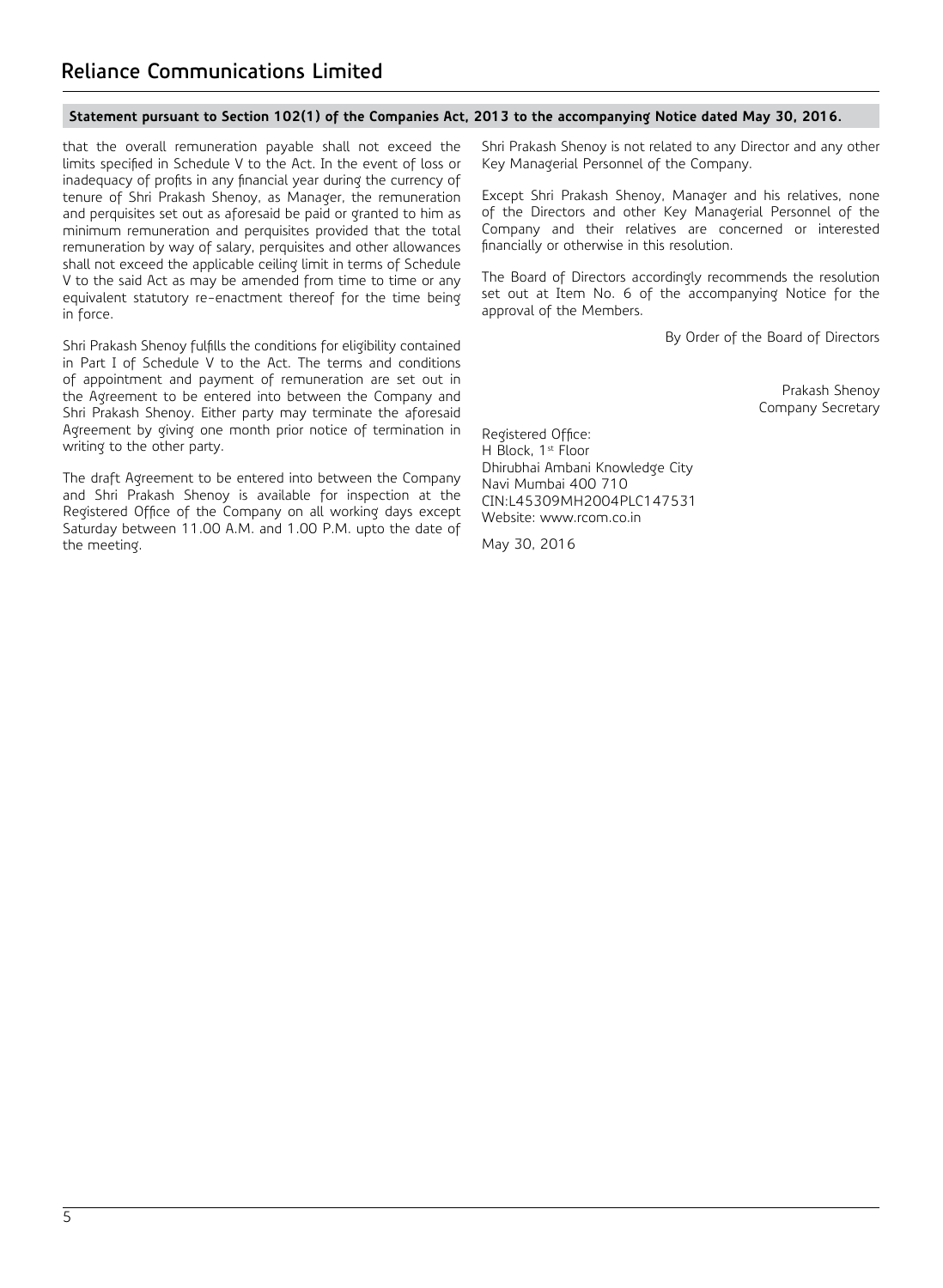**Statement pursuant to Section 102(1) of the Companies Act, 2013 to the accompanying Notice dated May 30, 2016.**

that the overall remuneration payable shall not exceed the limits specified in Schedule V to the Act. In the event of loss or inadequacy of profits in any financial year during the currency of tenure of Shri Prakash Shenoy, as Manager, the remuneration and perquisites set out as aforesaid be paid or granted to him as minimum remuneration and perquisites provided that the total remuneration by way of salary, perquisites and other allowances shall not exceed the applicable ceiling limit in terms of Schedule V to the said Act as may be amended from time to time or any equivalent statutory re-enactment thereof for the time being in force.

Shri Prakash Shenoy fulfills the conditions for eligibility contained in Part I of Schedule V to the Act. The terms and conditions of appointment and payment of remuneration are set out in the Agreement to be entered into between the Company and Shri Prakash Shenoy. Either party may terminate the aforesaid Agreement by giving one month prior notice of termination in writing to the other party.

The draft Agreement to be entered into between the Company and Shri Prakash Shenoy is available for inspection at the Registered Office of the Company on all working days except Saturday between 11.00 A.M. and 1.00 P.M. upto the date of the meeting.

Shri Prakash Shenoy is not related to any Director and any other Key Managerial Personnel of the Company.

Except Shri Prakash Shenoy, Manager and his relatives, none of the Directors and other Key Managerial Personnel of the Company and their relatives are concerned or interested financially or otherwise in this resolution.

The Board of Directors accordingly recommends the resolution set out at Item No. 6 of the accompanying Notice for the approval of the Members.

By Order of the Board of Directors

Prakash Shenoy
Company Secretary

Registered Office:
H Block, 1st Floor
Dhirubhai Ambani Knowledge City
Navi Mumbai 400 710
CIN:L45309MH2004PLC147531
Website: www.rcom.co.in

May 30, 2016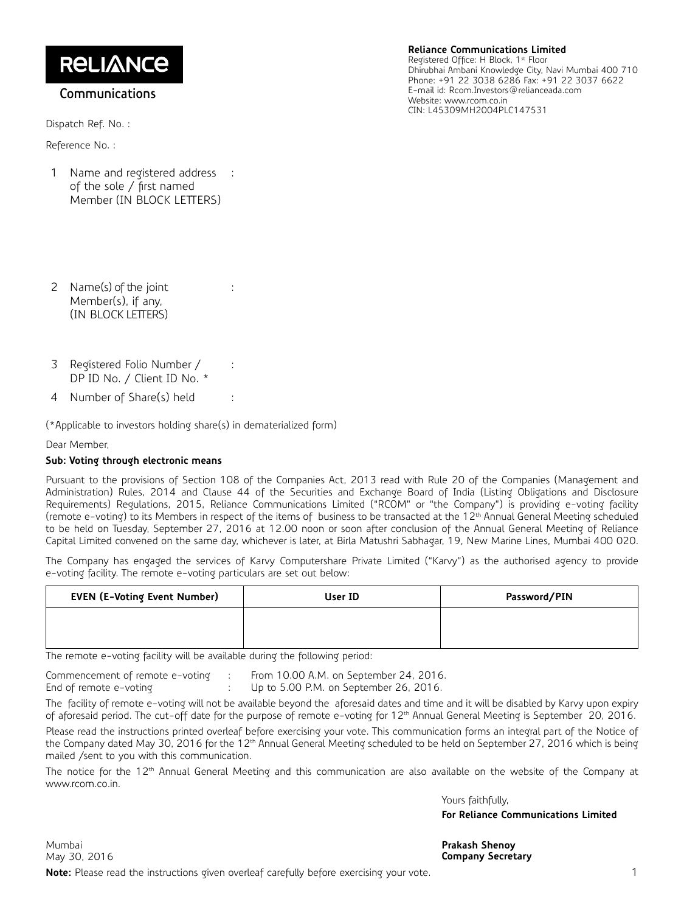**RELIANCE**

**Communications**

**Reliance Communications Limited**
Registered Office: H Block, 1st Floor
Dhirubhai Ambani Knowledge City, Navi Mumbai 400 710
Phone: +91 22 3038 6286 Fax: +91 22 3037 6622
E-mail id: Rcom.Investors@relianceada.com
Website: www.rcom.co.in
CIN: L45309MH2004PLC147531

Dispatch Ref. No. :

Reference No. :

1. Name and registered address of the sole / first named Member (IN BLOCK LETTERS) :

2. Name(s) of the joint Member(s), if any, (IN BLOCK LETTERS) :

3. Registered Folio Number / DP ID No. / Client ID No. * :

4. Number of Share(s) held :

(*Applicable to investors holding share(s) in dematerialized form)

Dear Member,

**Sub: Voting through electronic means**

Pursuant to the provisions of Section 108 of the Companies Act, 2013 read with Rule 20 of the Companies (Management and Administration) Rules, 2014 and Clause 44 of the Securities and Exchange Board of India (Listing Obligations and Disclosure Requirements) Regulations, 2015, Reliance Communications Limited ("RCOM" or "the Company") is providing e-voting facility (remote e-voting) to its Members in respect of the items of business to be transacted at the 12th Annual General Meeting scheduled to be held on Tuesday, September 27, 2016 at 12.00 noon or soon after conclusion of the Annual General Meeting of Reliance Capital Limited convened on the same day, whichever is later, at Birla Matushri Sabhagar, 19, New Marine Lines, Mumbai 400 020.

The Company has engaged the services of Karvy Computershare Private Limited ("Karvy") as the authorised agency to provide e-voting facility. The remote e-voting particulars are set out below:

| EVEN (E-Voting Event Number) | User ID | Password/PIN |
|---|---|---|
| | | |

The remote e-voting facility will be available during the following period:

Commencement of remote e-voting : From 10.00 A.M. on September 24, 2016.
End of remote e-voting : Up to 5.00 P.M. on September 26, 2016.

The facility of remote e-voting will not be available beyond the aforesaid dates and time and it will be disabled by Karvy upon expiry of aforesaid period. The cut-off date for the purpose of remote e-voting for 12th Annual General Meeting is September 20, 2016.

Please read the instructions printed overleaf before exercising your vote. This communication forms an integral part of the Notice of the Company dated May 30, 2016 for the 12th Annual General Meeting scheduled to be held on September 27, 2016 which is being mailed /sent to you with this communication.

The notice for the 12th Annual General Meeting and this communication are also available on the website of the Company at www.rcom.co.in.

Yours faithfully,
**For Reliance Communications Limited**

**Prakash Shenoy**
**Company Secretary**

Mumbai
May 30, 2016

**Note:** Please read the instructions given overleaf carefully before exercising your vote.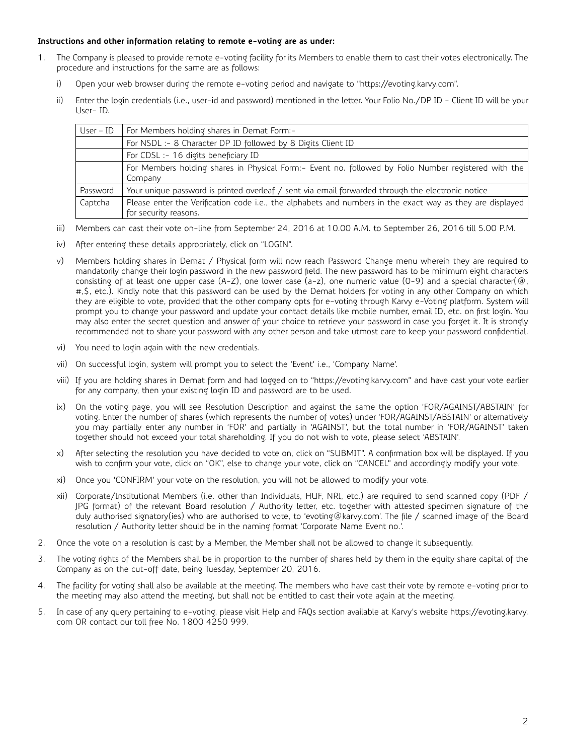**Instructions and other information relating to remote e-voting are as under:**

1. The Company is pleased to provide remote e-voting facility for its Members to enable them to cast their votes electronically. The procedure and instructions for the same are as follows:

   i) Open your web browser during the remote e-voting period and navigate to "https://evoting.karvy.com".

   ii) Enter the login credentials (i.e., user-id and password) mentioned in the letter. Your Folio No./DP ID - Client ID will be your User- ID.

   | | |
   |---|---|
   | User – ID | For Members holding shares in Demat Form:- |
   | | For NSDL :- 8 Character DP ID followed by 8 Digits Client ID |
   | | For CDSL :- 16 digits beneficiary ID |
   | | For Members holding shares in Physical Form:- Event no. followed by Folio Number registered with the Company |
   | Password | Your unique password is printed overleaf / sent via email forwarded through the electronic notice |
   | Captcha | Please enter the Verification code i.e., the alphabets and numbers in the exact way as they are displayed for security reasons. |

   iii) Members can cast their vote on-line from September 24, 2016 at 10.00 A.M. to September 26, 2016 till 5.00 P.M.

   iv) After entering these details appropriately, click on "LOGIN".

   v) Members holding shares in Demat / Physical form will now reach Password Change menu wherein they are required to mandatorily change their login password in the new password field. The new password has to be minimum eight characters consisting of at least one upper case (A-Z), one lower case (a-z), one numeric value (0-9) and a special character(@, #,$, etc.). Kindly note that this password can be used by the Demat holders for voting in any other Company on which they are eligible to vote, provided that the other company opts for e-voting through Karvy e-Voting platform. System will prompt you to change your password and update your contact details like mobile number, email ID, etc. on first login. You may also enter the secret question and answer of your choice to retrieve your password in case you forget it. It is strongly recommended not to share your password with any other person and take utmost care to keep your password confidential.

   vi) You need to login again with the new credentials.

   vii) On successful login, system will prompt you to select the 'Event' i.e., 'Company Name'.

   viii) If you are holding shares in Demat form and had logged on to "https://evoting.karvy.com" and have cast your vote earlier for any company, then your existing login ID and password are to be used.

   ix) On the voting page, you will see Resolution Description and against the same the option 'FOR/AGAINST/ABSTAIN' for voting. Enter the number of shares (which represents the number of votes) under 'FOR/AGAINST/ABSTAIN' or alternatively you may partially enter any number in 'FOR' and partially in 'AGAINST', but the total number in 'FOR/AGAINST' taken together should not exceed your total shareholding. If you do not wish to vote, please select 'ABSTAIN'.

   x) After selecting the resolution you have decided to vote on, click on "SUBMIT". A confirmation box will be displayed. If you wish to confirm your vote, click on "OK", else to change your vote, click on "CANCEL" and accordingly modify your vote.

   xi) Once you 'CONFIRM' your vote on the resolution, you will not be allowed to modify your vote.

   xii) Corporate/Institutional Members (i.e. other than Individuals, HUF, NRI, etc.) are required to send scanned copy (PDF / JPG format) of the relevant Board resolution / Authority letter, etc. together with attested specimen signature of the duly authorised signatory(ies) who are authorised to vote, to 'evoting@karvy.com'. The file / scanned image of the Board resolution / Authority letter should be in the naming format 'Corporate Name Event no.'.

2. Once the vote on a resolution is cast by a Member, the Member shall not be allowed to change it subsequently.

3. The voting rights of the Members shall be in proportion to the number of shares held by them in the equity share capital of the Company as on the cut-off date, being Tuesday, September 20, 2016.

4. The facility for voting shall also be available at the meeting. The members who have cast their vote by remote e-voting prior to the meeting may also attend the meeting, but shall not be entitled to cast their vote again at the meeting.

5. In case of any query pertaining to e-voting, please visit Help and FAQs section available at Karvy's website https://evoting.karvy.com OR contact our toll free No. 1800 4250 999.